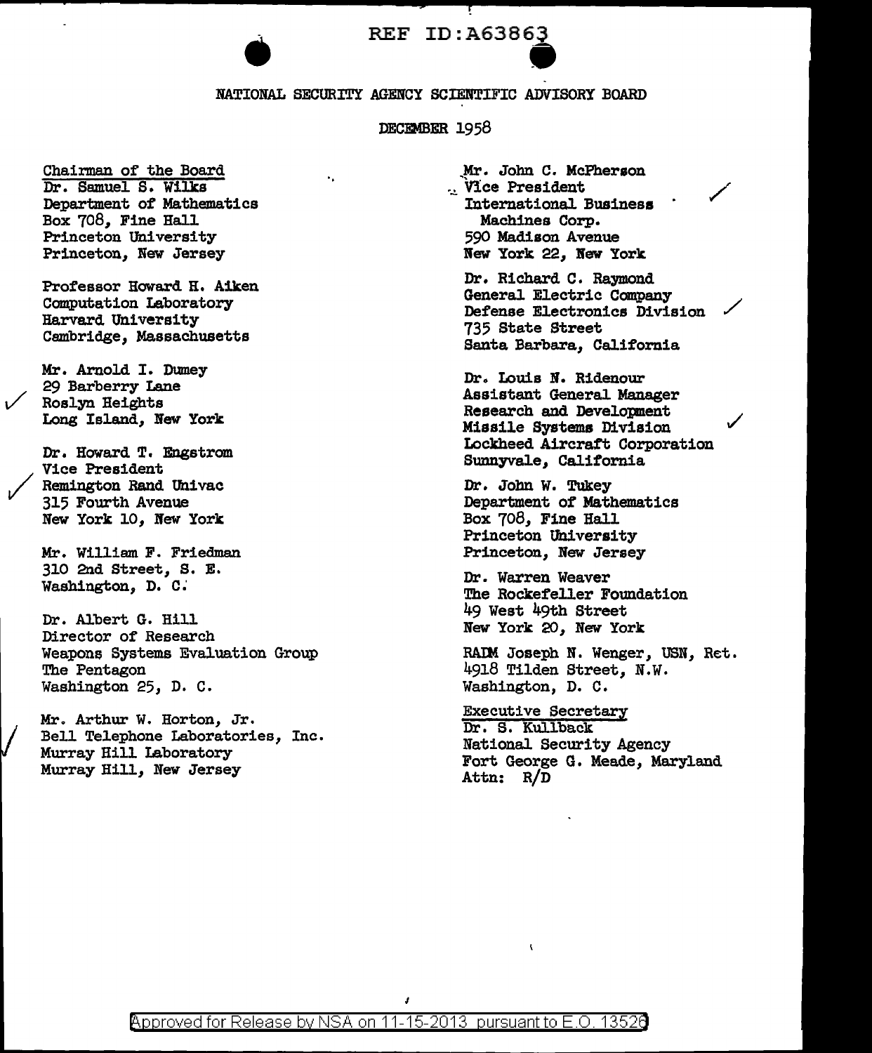REF ID:A63863

# NATIONAL SECURITY AGENCY SCIENTIFIC ADVISORY BOARD

DECEMBER 1958

Chairman of the Board
Dr. Samuel S. Wilks
Department of Mathematics
Box 708, Fine Hall
Princeton University
Princeton, New Jersey

Professor Howard H. Aiken
Computation Laboratory
Harvard University
Cambridge, Massachusetts

Mr. Arnold I. Dumey
29 Barberry Lane
Roslyn Heights
Long Island, New York

Dr. Howard T. Engstrom
Vice President
Remington Rand Univac
315 Fourth Avenue
New York 10, New York

Mr. William F. Friedman
310 2nd Street, S. E.
Washington, D. C.

Dr. Albert G. Hill
Director of Research
Weapons Systems Evaluation Group
The Pentagon
Washington 25, D. C.

Mr. Arthur W. Horton, Jr.
Bell Telephone Laboratories, Inc.
Murray Hill Laboratory
Murray Hill, New Jersey

Mr. John C. McPherson
Vice President
International Business Machines Corp.
590 Madison Avenue
New York 22, New York

Dr. Richard C. Raymond
General Electric Company
Defense Electronics Division
735 State Street
Santa Barbara, California

Dr. Louis N. Ridenour
Assistant General Manager
Research and Development
Missile Systems Division
Lockheed Aircraft Corporation
Sunnyvale, California

Dr. John W. Tukey
Department of Mathematics
Box 708, Fine Hall
Princeton University
Princeton, New Jersey

Dr. Warren Weaver
The Rockefeller Foundation
49 West 49th Street
New York 20, New York

RADM Joseph N. Wenger, USN, Ret.
4918 Tilden Street, N.W.
Washington, D. C.

Executive Secretary
Dr. S. Kullback
National Security Agency
Fort George G. Meade, Maryland
Attn: R/D

Approved for Release by NSA on 11-15-2013 pursuant to E.O. 13526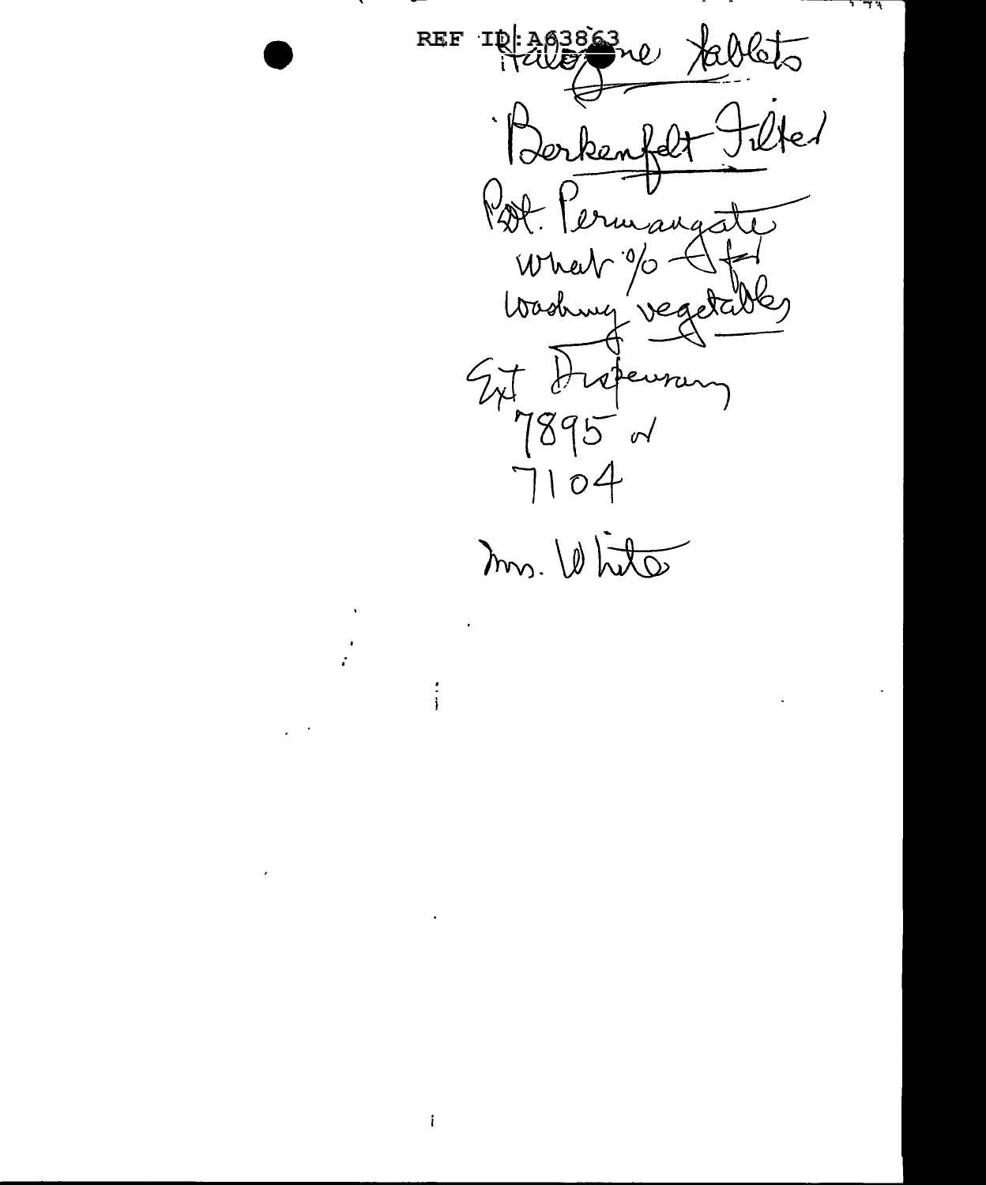REF ID:A63863

Halazone tablets

Berkenfelt Filter

Pot. Permangate
what % for
washing vegetables

Ext Dispensary
7895 or
7104

Mrs. White